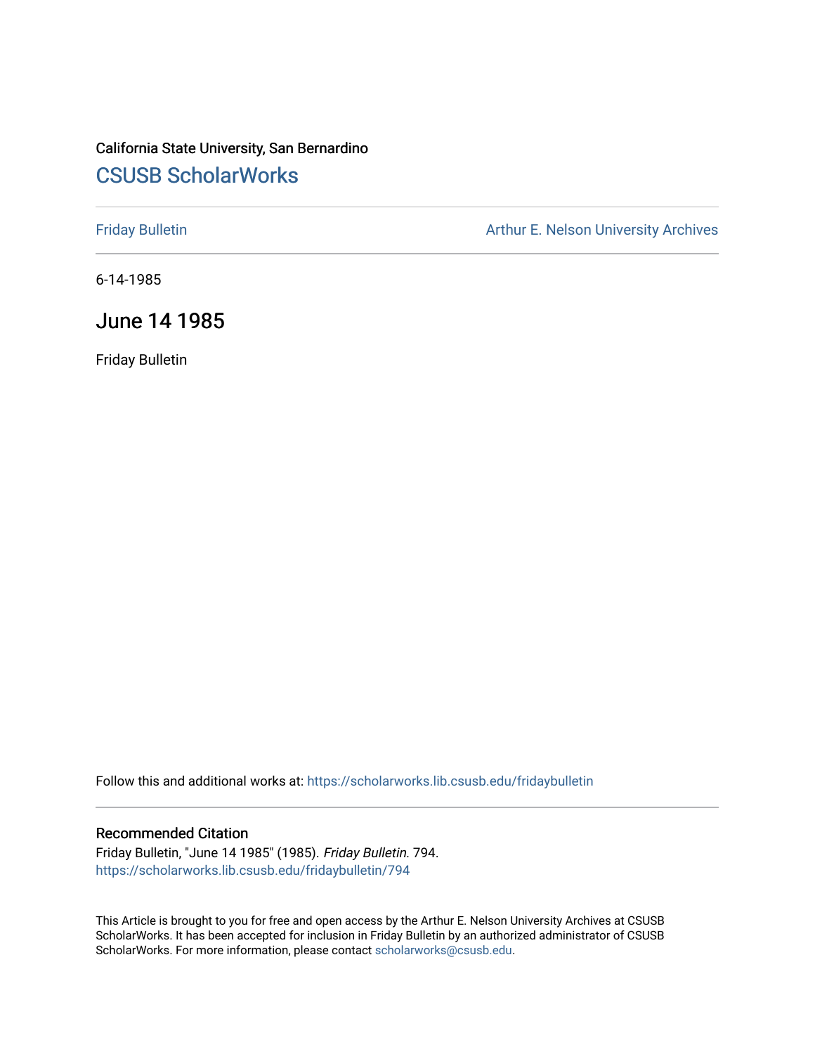California State University, San Bernardino

# CSUSB ScholarWorks

Friday Bulletin

Arthur E. Nelson University Archives

6-14-1985

## June 14 1985

Friday Bulletin

Follow this and additional works at: https://scholarworks.lib.csusb.edu/fridaybulletin

### Recommended Citation

Friday Bulletin, "June 14 1985" (1985). *Friday Bulletin*. 794.
https://scholarworks.lib.csusb.edu/fridaybulletin/794

This Article is brought to you for free and open access by the Arthur E. Nelson University Archives at CSUSB ScholarWorks. It has been accepted for inclusion in Friday Bulletin by an authorized administrator of CSUSB ScholarWorks. For more information, please contact scholarworks@csusb.edu.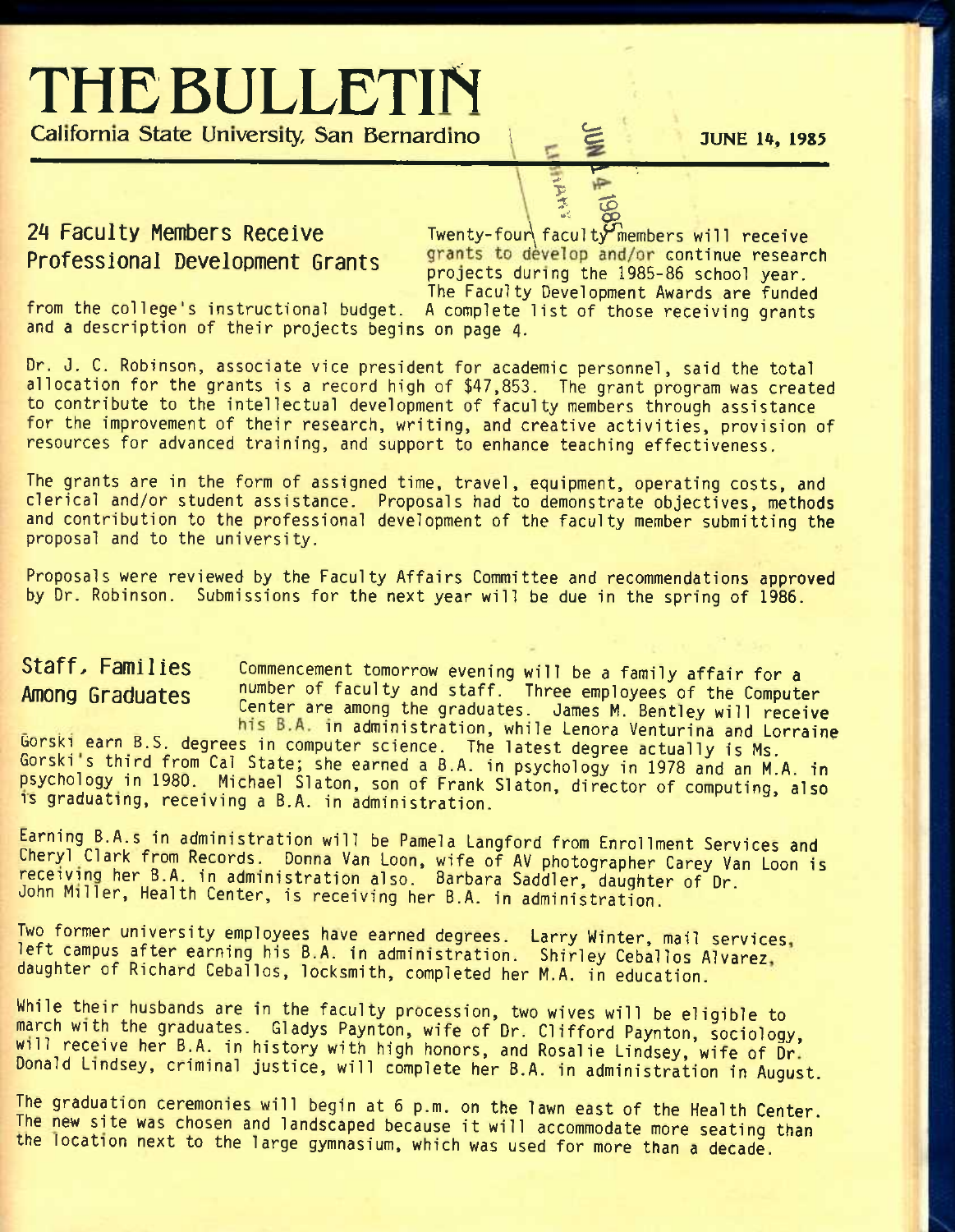# THE BULLETIN

California State University, San Bernardino

JUNE 14, 1985

## 24 Faculty Members Receive Professional Development Grants

Twenty-four faculty members will receive grants to develop and/or continue research projects during the 1985-86 school year. The Faculty Development Awards are funded from the college's instructional budget. A complete list of those receiving grants and a description of their projects begins on page 4.

Dr. J. C. Robinson, associate vice president for academic personnel, said the total allocation for the grants is a record high of $47,853. The grant program was created to contribute to the intellectual development of faculty members through assistance for the improvement of their research, writing, and creative activities, provision of resources for advanced training, and support to enhance teaching effectiveness.

The grants are in the form of assigned time, travel, equipment, operating costs, and clerical and/or student assistance. Proposals had to demonstrate objectives, methods and contribution to the professional development of the faculty member submitting the proposal and to the university.

Proposals were reviewed by the Faculty Affairs Committee and recommendations approved by Dr. Robinson. Submissions for the next year will be due in the spring of 1986.

## Staff, Families Among Graduates

Commencement tomorrow evening will be a family affair for a number of faculty and staff. Three employees of the Computer Center are among the graduates. James M. Bentley will receive his B.A. in administration, while Lenora Venturina and Lorraine Gorski earn B.S. degrees in computer science. The latest degree actually is Ms. Gorski's third from Cal State; she earned a B.A. in psychology in 1978 and an M.A. in psychology in 1980. Michael Slaton, son of Frank Slaton, director of computing, also is graduating, receiving a B.A. in administration.

Earning B.A.s in administration will be Pamela Langford from Enrollment Services and Cheryl Clark from Records. Donna Van Loon, wife of AV photographer Carey Van Loon is receiving her B.A. in administration also. Barbara Saddler, daughter of Dr. John Miller, Health Center, is receiving her B.A. in administration.

Two former university employees have earned degrees. Larry Winter, mail services, left campus after earning his B.A. in administration. Shirley Ceballos Alvarez, daughter of Richard Ceballos, locksmith, completed her M.A. in education.

While their husbands are in the faculty procession, two wives will be eligible to march with the graduates. Gladys Paynton, wife of Dr. Clifford Paynton, sociology, will receive her B.A. in history with high honors, and Rosalie Lindsey, wife of Dr. Donald Lindsey, criminal justice, will complete her B.A. in administration in August.

The graduation ceremonies will begin at 6 p.m. on the lawn east of the Health Center. The new site was chosen and landscaped because it will accommodate more seating than the location next to the large gymnasium, which was used for more than a decade.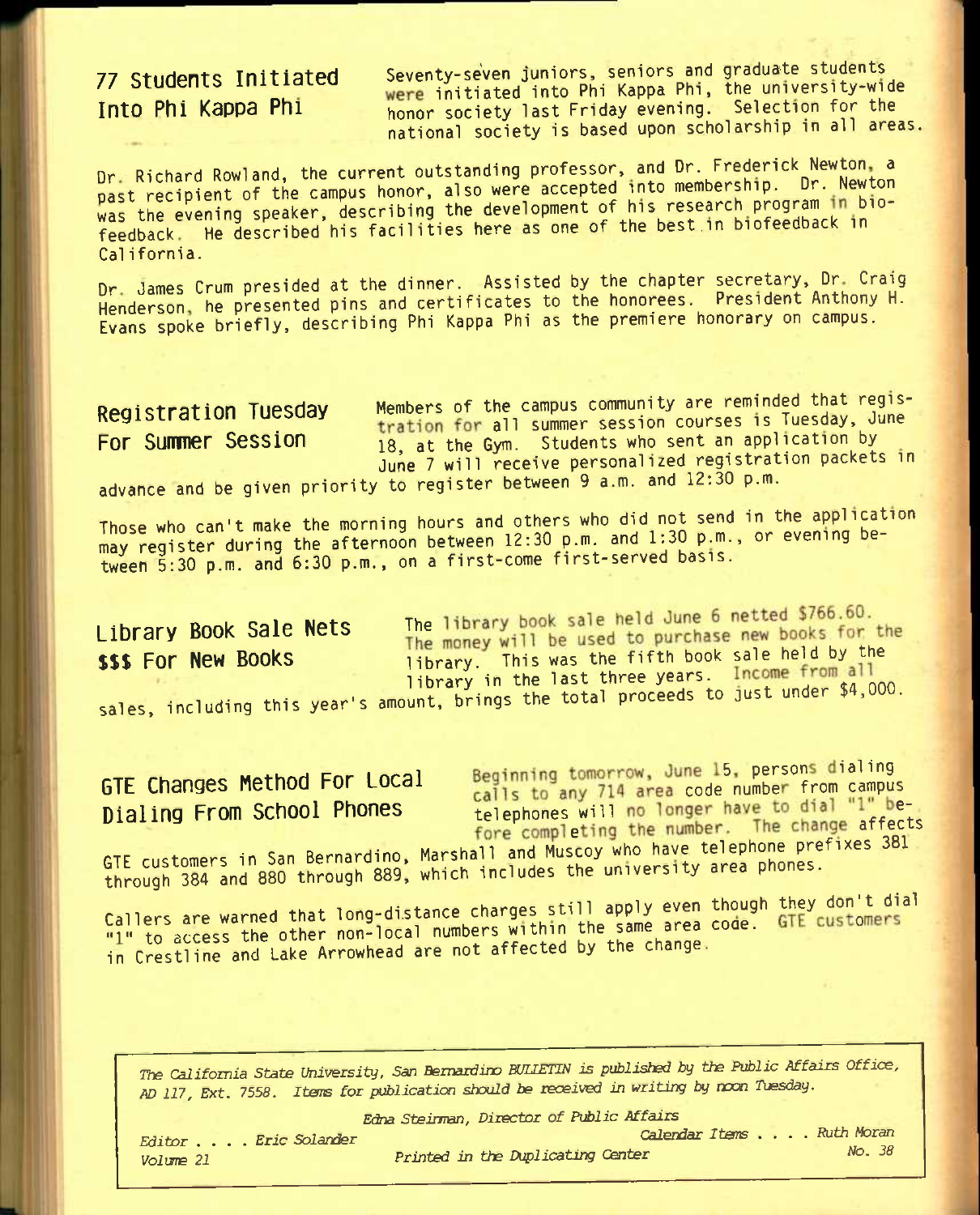## 77 Students Initiated Into Phi Kappa Phi

Seventy-seven juniors, seniors and graduate students were initiated into Phi Kappa Phi, the university-wide honor society last Friday evening. Selection for the national society is based upon scholarship in all areas.

Dr. Richard Rowland, the current outstanding professor, and Dr. Frederick Newton, a past recipient of the campus honor, also were accepted into membership. Dr. Newton was the evening speaker, describing the development of his research program in biofeedback. He described his facilities here as one of the best in biofeedback in California.

Dr. James Crum presided at the dinner. Assisted by the chapter secretary, Dr. Craig Henderson, he presented pins and certificates to the honorees. President Anthony H. Evans spoke briefly, describing Phi Kappa Phi as the premiere honorary on campus.

## Registration Tuesday For Summer Session

Members of the campus community are reminded that registration for all summer session courses is Tuesday, June 18, at the Gym. Students who sent an application by June 7 will receive personalized registration packets in advance and be given priority to register between 9 a.m. and 12:30 p.m.

Those who can't make the morning hours and others who did not send in the application may register during the afternoon between 12:30 p.m. and 1:30 p.m., or evening between 5:30 p.m. and 6:30 p.m., on a first-come first-served basis.

## Library Book Sale Nets $$$ For New Books

The library book sale held June 6 netted $766.60. The money will be used to purchase new books for the library. This was the fifth book sale held by the library in the last three years. Income from all sales, including this year's amount, brings the total proceeds to just under $4,000.

## GTE Changes Method For Local Dialing From School Phones

Beginning tomorrow, June 15, persons dialing calls to any 714 area code number from campus telephones will no longer have to dial "1" before completing the number. The change affects GTE customers in San Bernardino, Marshall and Muscoy who have telephone prefixes 381 through 384 and 880 through 889, which includes the university area phones.

Callers are warned that long-distance charges still apply even though they don't dial "1" to access the other non-local numbers within the same area code. GTE customers in Crestline and Lake Arrowhead are not affected by the change.

---

*The California State University, San Bernardino BULLETIN is published by the Public Affairs Office, AD 117, Ext. 7558. Items for publication should be received in writing by noon Tuesday.*

*Edna Steinman, Director of Public Affairs*

*Editor . . . . Eric Solander* — *Calendar Items . . . . Ruth Moran*

*Volume 21* — *Printed in the Duplicating Center* — *No. 38*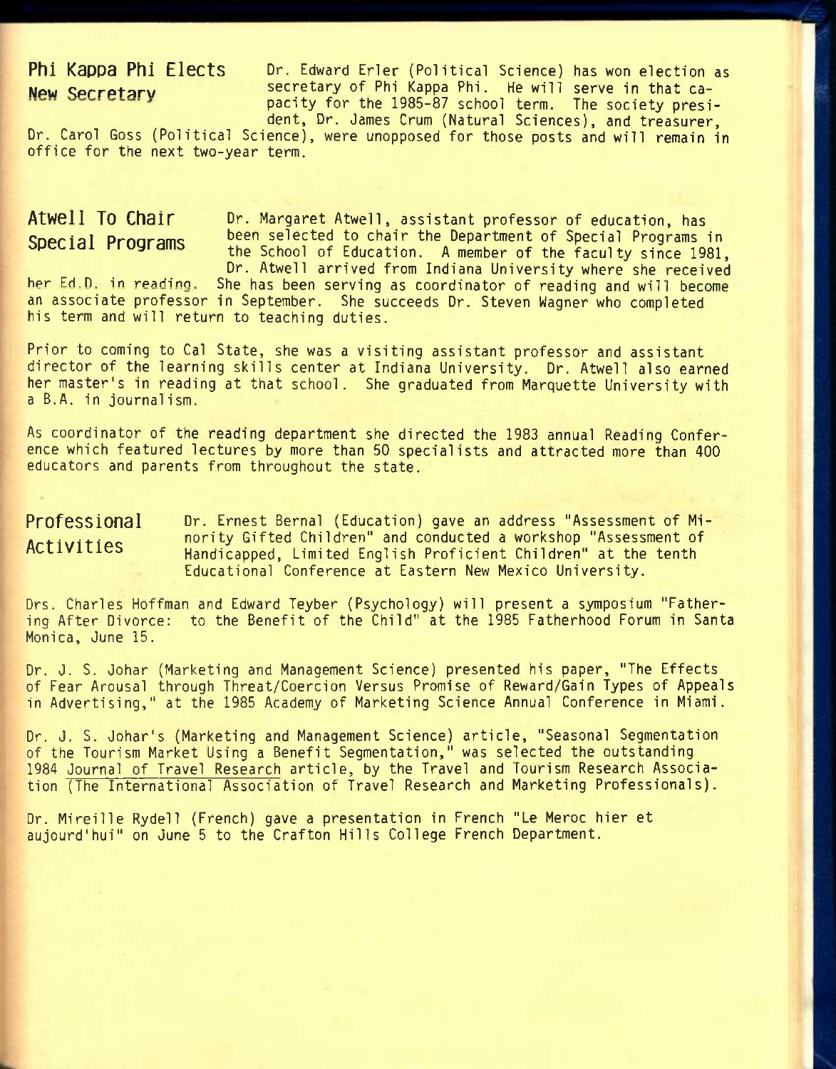## Phi Kappa Phi Elects New Secretary

Dr. Edward Erler (Political Science) has won election as secretary of Phi Kappa Phi. He will serve in that capacity for the 1985-87 school term. The society president, Dr. James Crum (Natural Sciences), and treasurer, Dr. Carol Goss (Political Science), were unopposed for those posts and will remain in office for the next two-year term.

## Atwell To Chair Special Programs

Dr. Margaret Atwell, assistant professor of education, has been selected to chair the Department of Special Programs in the School of Education. A member of the faculty since 1981, Dr. Atwell arrived from Indiana University where she received her Ed.D. in reading. She has been serving as coordinator of reading and will become an associate professor in September. She succeeds Dr. Steven Wagner who completed his term and will return to teaching duties.

Prior to coming to Cal State, she was a visiting assistant professor and assistant director of the learning skills center at Indiana University. Dr. Atwell also earned her master's in reading at that school. She graduated from Marquette University with a B.A. in journalism.

As coordinator of the reading department she directed the 1983 annual Reading Conference which featured lectures by more than 50 specialists and attracted more than 400 educators and parents from throughout the state.

## Professional Activities

Dr. Ernest Bernal (Education) gave an address "Assessment of Minority Gifted Children" and conducted a workshop "Assessment of Handicapped, Limited English Proficient Children" at the tenth Educational Conference at Eastern New Mexico University.

Drs. Charles Hoffman and Edward Teyber (Psychology) will present a symposium "Fathering After Divorce: to the Benefit of the Child" at the 1985 Fatherhood Forum in Santa Monica, June 15.

Dr. J. S. Johar (Marketing and Management Science) presented his paper, "The Effects of Fear Arousal through Threat/Coercion Versus Promise of Reward/Gain Types of Appeals in Advertising," at the 1985 Academy of Marketing Science Annual Conference in Miami.

Dr. J. S. Johar's (Marketing and Management Science) article, "Seasonal Segmentation of the Tourism Market Using a Benefit Segmentation," was selected the outstanding 1984 Journal of Travel Research article, by the Travel and Tourism Research Association (The International Association of Travel Research and Marketing Professionals).

Dr. Mireille Rydell (French) gave a presentation in French "Le Meroc hier et aujourd'hui" on June 5 to the Crafton Hills College French Department.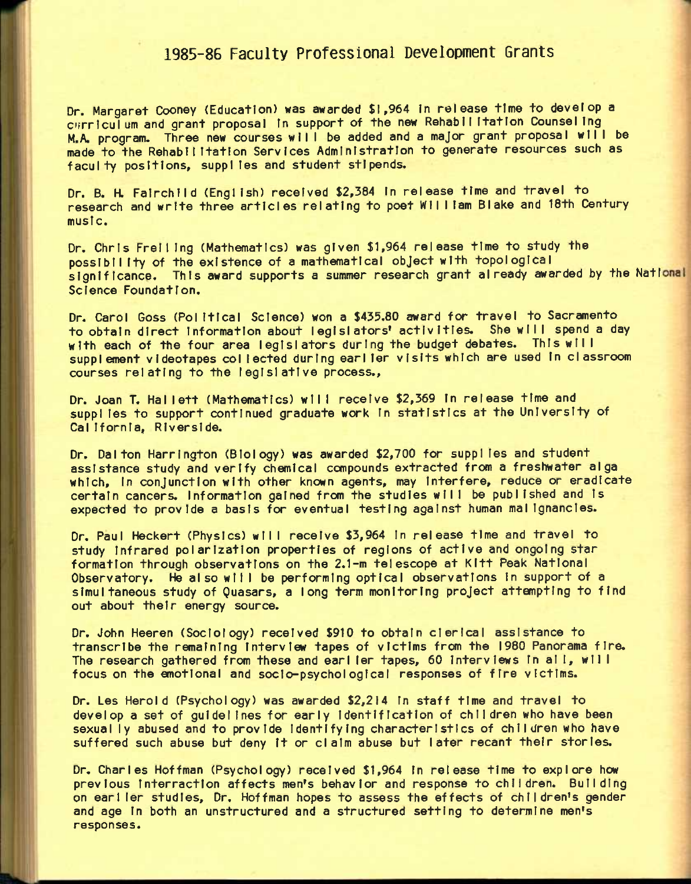# 1985-86 Faculty Professional Development Grants

Dr. Margaret Cooney (Education) was awarded $1,964 in release time to develop a curriculum and grant proposal in support of the new Rehabilitation Counseling M.A. program. Three new courses will be added and a major grant proposal will be made to the Rehabilitation Services Administration to generate resources such as faculty positions, supplies and student stipends.

Dr. B. H. Fairchild (English) received $2,384 in release time and travel to research and write three articles relating to poet William Blake and 18th Century music.

Dr. Chris Freiling (Mathematics) was given $1,964 release time to study the possibility of the existence of a mathematical object with topological significance. This award supports a summer research grant already awarded by the National Science Foundation.

Dr. Carol Goss (Political Science) won a $435.80 award for travel to Sacramento to obtain direct information about legislators' activities. She will spend a day with each of the four area legislators during the budget debates. This will supplement videotapes collected during earlier visits which are used in classroom courses relating to the legislative process.,

Dr. Joan T. Hallett (Mathematics) will receive $2,369 in release time and supplies to support continued graduate work in statistics at the University of California, Riverside.

Dr. Dalton Harrington (Biology) was awarded $2,700 for supplies and student assistance study and verify chemical compounds extracted from a freshwater alga which, in conjunction with other known agents, may interfere, reduce or eradicate certain cancers. Information gained from the studies will be published and is expected to provide a basis for eventual testing against human malignancies.

Dr. Paul Heckert (Physics) will receive $3,964 in release time and travel to study infrared polarization properties of regions of active and ongoing star formation through observations on the 2.1-m telescope at Kitt Peak National Observatory. He also will be performing optical observations in support of a simultaneous study of Quasars, a long term monitoring project attempting to find out about their energy source.

Dr. John Heeren (Sociology) received $910 to obtain clerical assistance to transcribe the remaining interview tapes of victims from the 1980 Panorama fire. The research gathered from these and earlier tapes, 60 interviews in all, will focus on the emotional and socio-psychological responses of fire victims.

Dr. Les Herold (Psychology) was awarded $2,214 in staff time and travel to develop a set of guidelines for early identification of children who have been sexually abused and to provide identifying characteristics of children who have suffered such abuse but deny it or claim abuse but later recant their stories.

Dr. Charles Hoffman (Psychology) received $1,964 in release time to explore how previous interraction affects men's behavior and response to children. Building on earlier studies, Dr. Hoffman hopes to assess the effects of children's gender and age in both an unstructured and a structured setting to determine men's responses.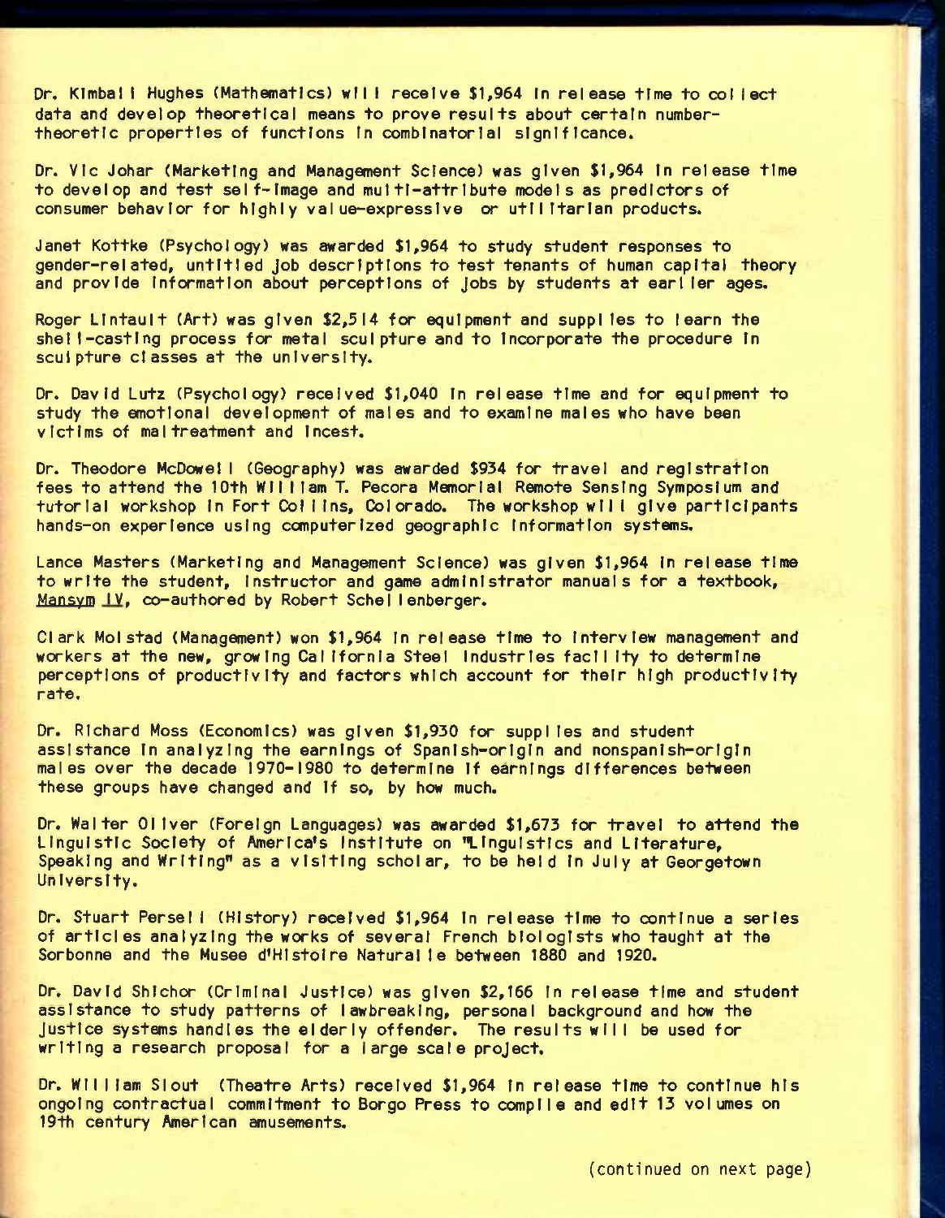Dr. Kimball Hughes (Mathematics) will receive $1,964 in release time to collect data and develop theoretical means to prove results about certain number-theoretic properties of functions in combinatorial significance.

Dr. Vic Johar (Marketing and Management Science) was given $1,964 in release time to develop and test self-image and multi-attribute models as predictors of consumer behavior for highly value-expressive or utilitarian products.

Janet Kottke (Psychology) was awarded $1,964 to study student responses to gender-related, untitled job descriptions to test tenants of human capital theory and provide information about perceptions of jobs by students at earlier ages.

Roger Lintault (Art) was given $2,514 for equipment and supplies to learn the shell-casting process for metal sculpture and to incorporate the procedure in sculpture classes at the university.

Dr. David Lutz (Psychology) received $1,040 in release time and for equipment to study the emotional development of males and to examine males who have been victims of maltreatment and incest.

Dr. Theodore McDowell (Geography) was awarded $934 for travel and registration fees to attend the 10th William T. Pecora Memorial Remote Sensing Symposium and tutorial workshop in Fort Collins, Colorado. The workshop will give participants hands-on experience using computerized geographic information systems.

Lance Masters (Marketing and Management Science) was given $1,964 in release time to write the student, instructor and game administrator manuals for a textbook, Mansym IV, co-authored by Robert Schellenberger.

Clark Molstad (Management) won $1,964 in release time to interview management and workers at the new, growing California Steel Industries facility to determine perceptions of productivity and factors which account for their high productivity rate.

Dr. Richard Moss (Economics) was given $1,930 for supplies and student assistance in analyzing the earnings of Spanish-origin and nonspanish-origin males over the decade 1970-1980 to determine if earnings differences between these groups have changed and if so, by how much.

Dr. Walter Oliver (Foreign Languages) was awarded $1,673 for travel to attend the Linguistic Society of America's Institute on "Linguistics and Literature, Speaking and Writing" as a visiting scholar, to be held in July at Georgetown University.

Dr. Stuart Persell (History) received $1,964 in release time to continue a series of articles analyzing the works of several French biologists who taught at the Sorbonne and the Musee d'Histoire Naturalle between 1880 and 1920.

Dr. David Shichor (Criminal Justice) was given $2,166 in release time and student assistance to study patterns of lawbreaking, personal background and how the justice systems handles the elderly offender. The results will be used for writing a research proposal for a large scale project.

Dr. William Slout (Theatre Arts) received $1,964 in release time to continue his ongoing contractual commitment to Borgo Press to compile and edit 13 volumes on 19th century American amusements.

(continued on next page)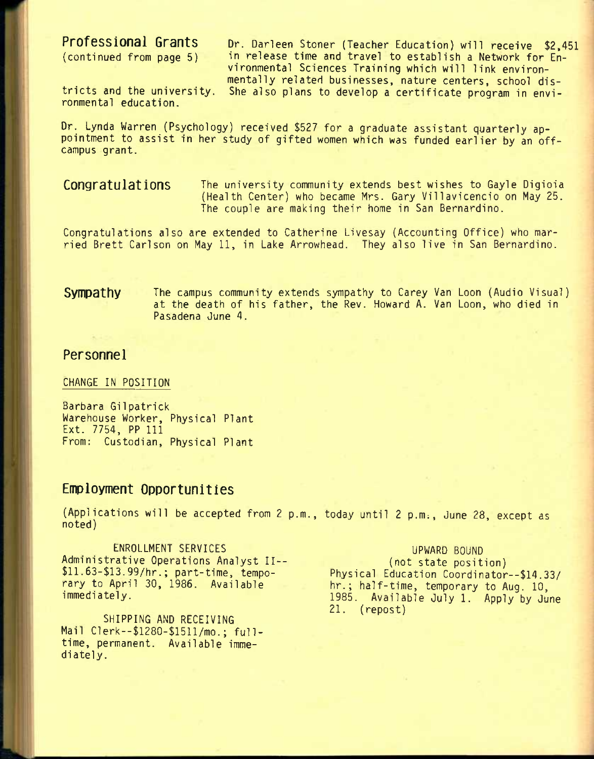## Professional Grants
(continued from page 5)

Dr. Darleen Stoner (Teacher Education) will receive $2,451 in release time and travel to establish a Network for Environmental Sciences Training which will link environmentally related businesses, nature centers, school districts and the university. She also plans to develop a certificate program in environmental education.

Dr. Lynda Warren (Psychology) received $527 for a graduate assistant quarterly appointment to assist in her study of gifted women which was funded earlier by an off-campus grant.

## Congratulations

The university community extends best wishes to Gayle Digioia (Health Center) who became Mrs. Gary Villavicencio on May 25. The couple are making their home in San Bernardino.

Congratulations also are extended to Catherine Livesay (Accounting Office) who married Brett Carlson on May 11, in Lake Arrowhead. They also live in San Bernardino.

## Sympathy

The campus community extends sympathy to Carey Van Loon (Audio Visual) at the death of his father, the Rev. Howard A. Van Loon, who died in Pasadena June 4.

## Personnel

CHANGE IN POSITION

Barbara Gilpatrick
Warehouse Worker, Physical Plant
Ext. 7754, PP 111
From: Custodian, Physical Plant

## Employment Opportunities

(Applications will be accepted from 2 p.m., today until 2 p.m., June 28, except as noted)

ENROLLMENT SERVICES
Administrative Operations Analyst II--$11.63-$13.99/hr.; part-time, temporary to April 30, 1986. Available immediately.

SHIPPING AND RECEIVING
Mail Clerk--$1280-$1511/mo.; full-time, permanent. Available immediately.

UPWARD BOUND
(not state position)
Physical Education Coordinator--$14.33/hr.; half-time, temporary to Aug. 10, 1985. Available July 1. Apply by June 21. (repost)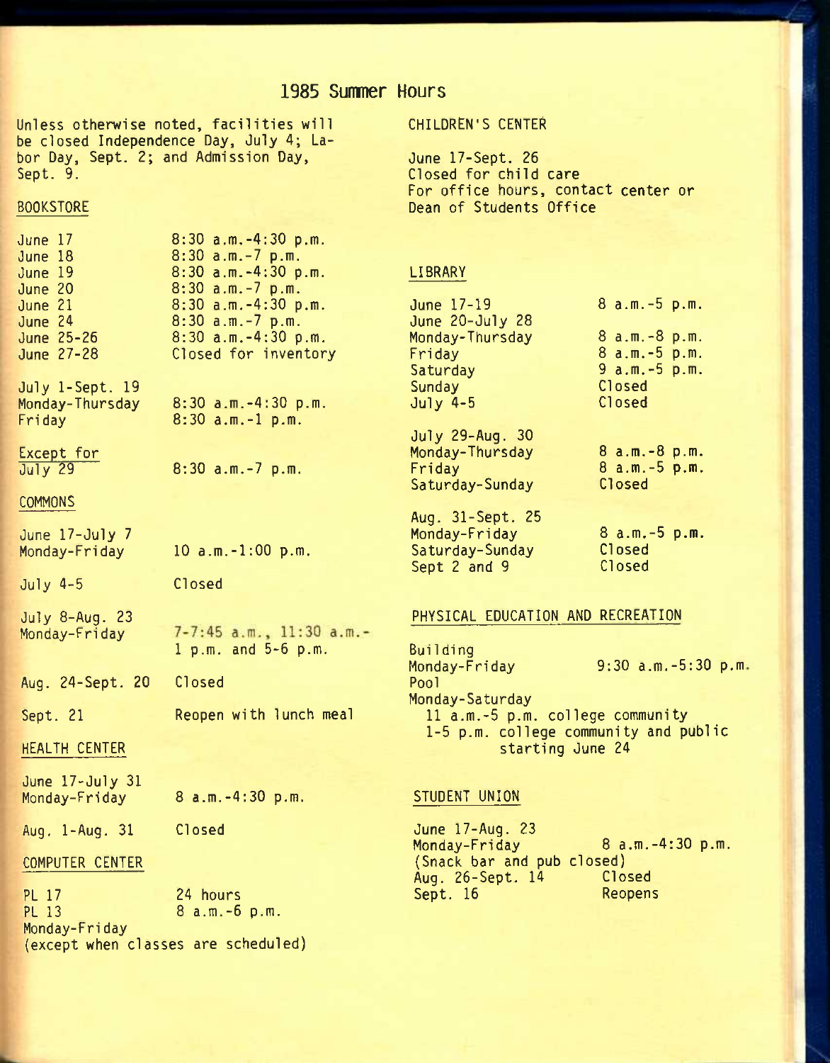# 1985 Summer Hours

Unless otherwise noted, facilities will be closed Independence Day, July 4; Labor Day, Sept. 2; and Admission Day, Sept. 9.

## BOOKSTORE

| | |
|---|---|
| June 17 | 8:30 a.m.-4:30 p.m. |
| June 18 | 8:30 a.m.-7 p.m. |
| June 19 | 8:30 a.m.-4:30 p.m. |
| June 20 | 8:30 a.m.-7 p.m. |
| June 21 | 8:30 a.m.-4:30 p.m. |
| June 24 | 8:30 a.m.-7 p.m. |
| June 25-26 | 8:30 a.m.-4:30 p.m. |
| June 27-28 | Closed for inventory |
| July 1-Sept. 19 | |
| Monday-Thursday | 8:30 a.m.-4:30 p.m. |
| Friday | 8:30 a.m.-1 p.m. |
| Except for July 29 | 8:30 a.m.-7 p.m. |

## COMMONS

| | |
|---|---|
| June 17-July 7 | |
| Monday-Friday | 10 a.m.-1:00 p.m. |
| July 4-5 | Closed |
| July 8-Aug. 23 | |
| Monday-Friday | 7-7:45 a.m., 11:30 a.m.-1 p.m. and 5-6 p.m. |
| Aug. 24-Sept. 20 | Closed |
| Sept. 21 | Reopen with lunch meal |

## HEALTH CENTER

| | |
|---|---|
| June 17-July 31 | |
| Monday-Friday | 8 a.m.-4:30 p.m. |
| Aug. 1-Aug. 31 | Closed |

## COMPUTER CENTER

| | |
|---|---|
| PL 17 | 24 hours |
| PL 13 | 8 a.m.-6 p.m. |

Monday-Friday
(except when classes are scheduled)

## CHILDREN'S CENTER

June 17-Sept. 26
Closed for child care
For office hours, contact center or Dean of Students Office

## LIBRARY

| | |
|---|---|
| June 17-19 | 8 a.m.-5 p.m. |
| June 20-July 28 | |
| Monday-Thursday | 8 a.m.-8 p.m. |
| Friday | 8 a.m.-5 p.m. |
| Saturday | 9 a.m.-5 p.m. |
| Sunday | Closed |
| July 4-5 | Closed |
| July 29-Aug. 30 | |
| Monday-Thursday | 8 a.m.-8 p.m. |
| Friday | 8 a.m.-5 p.m. |
| Saturday-Sunday | Closed |
| Aug. 31-Sept. 25 | |
| Monday-Friday | 8 a.m.-5 p.m. |
| Saturday-Sunday | Closed |
| Sept 2 and 9 | Closed |

## PHYSICAL EDUCATION AND RECREATION

| | |
|---|---|
| Building | |
| Monday-Friday | 9:30 a.m.-5:30 p.m. |

Pool
Monday-Saturday
11 a.m.-5 p.m. college community
1-5 p.m. college community and public starting June 24

## STUDENT UNION

| | |
|---|---|
| June 17-Aug. 23 | |
| Monday-Friday | 8 a.m.-4:30 p.m. |
| (Snack bar and pub closed) | |
| Aug. 26-Sept. 14 | Closed |
| Sept. 16 | Reopens |